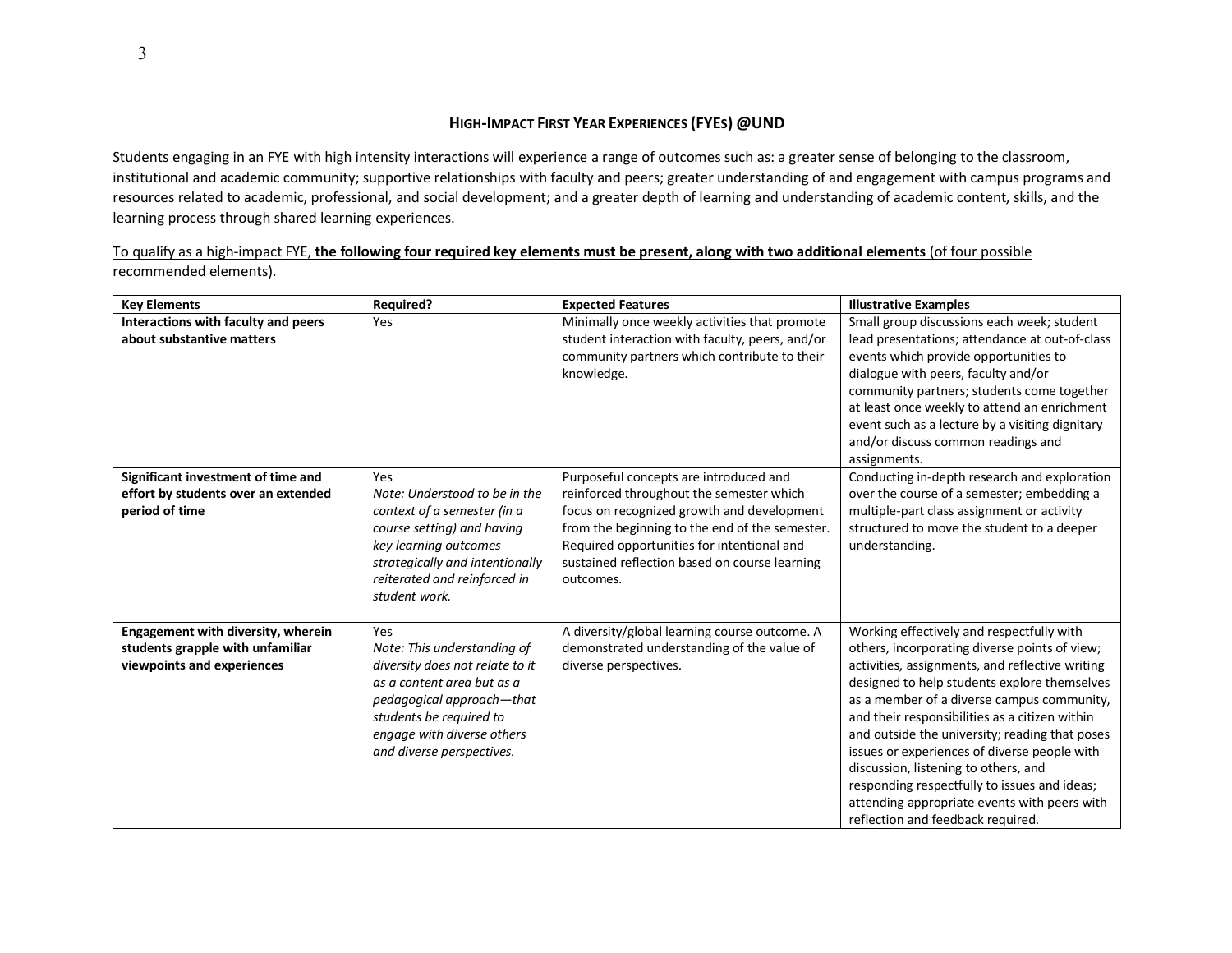## HIGH-IMPACT FIRST YEAR EXPERIENCES (FYEs) @UND

Students engaging in an FYE with high intensity interactions will experience a range of outcomes such as: a greater sense of belonging to the classroom, institutional and academic community; supportive relationships with faculty and peers; greater understanding of and engagement with campus programs and resources related to academic, professional, and social development; and a greater depth of learning and understanding of academic content, skills, and the learning process through shared learning experiences.

To qualify as a high-impact FYE, **the following four required key elements must be present, along with two additional elements** (of four possible recommended elements).

| Key Elements | Required? | Expected Features | Illustrative Examples |
|---|---|---|---|
| **Interactions with faculty and peers about substantive matters** | Yes | Minimally once weekly activities that promote student interaction with faculty, peers, and/or community partners which contribute to their knowledge. | Small group discussions each week; student lead presentations; attendance at out-of-class events which provide opportunities to dialogue with peers, faculty and/or community partners; students come together at least once weekly to attend an enrichment event such as a lecture by a visiting dignitary and/or discuss common readings and assignments. |
| **Significant investment of time and effort by students over an extended period of time** | Yes *Note: Understood to be in the context of a semester (in a course setting) and having key learning outcomes strategically and intentionally reiterated and reinforced in student work.* | Purposeful concepts are introduced and reinforced throughout the semester which focus on recognized growth and development from the beginning to the end of the semester. Required opportunities for intentional and sustained reflection based on course learning outcomes. | Conducting in-depth research and exploration over the course of a semester; embedding a multiple-part class assignment or activity structured to move the student to a deeper understanding. |
| **Engagement with diversity, wherein students grapple with unfamiliar viewpoints and experiences** | Yes *Note: This understanding of diversity does not relate to it as a content area but as a pedagogical approach—that students be required to engage with diverse others and diverse perspectives.* | A diversity/global learning course outcome. A demonstrated understanding of the value of diverse perspectives. | Working effectively and respectfully with others, incorporating diverse points of view; activities, assignments, and reflective writing designed to help students explore themselves as a member of a diverse campus community, and their responsibilities as a citizen within and outside the university; reading that poses issues or experiences of diverse people with discussion, listening to others, and responding respectfully to issues and ideas; attending appropriate events with peers with reflection and feedback required. |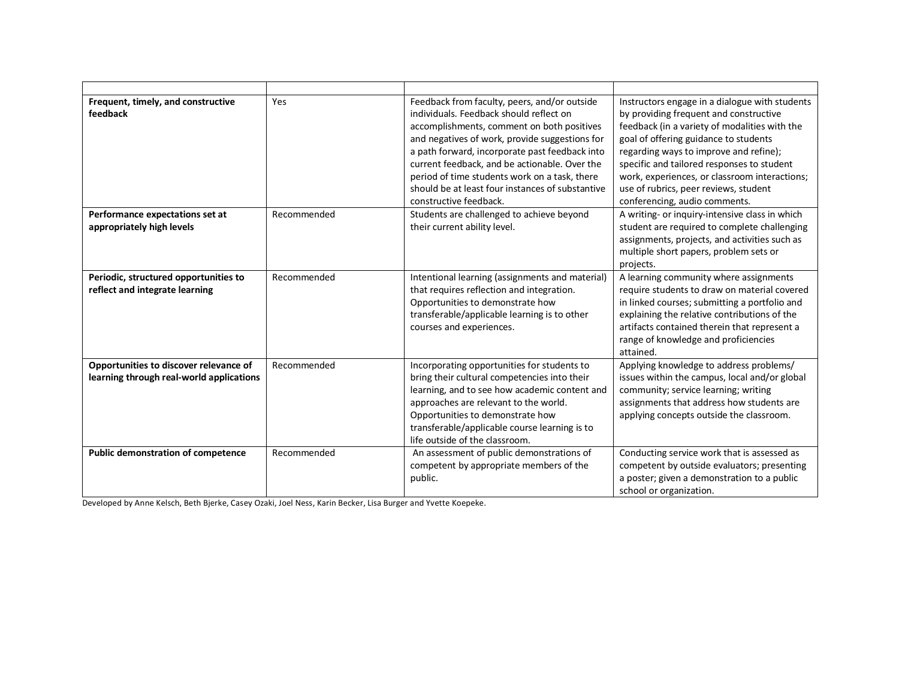| | | | |
|---|---|---|---|
| **Frequent, timely, and constructive feedback** | Yes | Feedback from faculty, peers, and/or outside individuals. Feedback should reflect on accomplishments, comment on both positives and negatives of work, provide suggestions for a path forward, incorporate past feedback into current feedback, and be actionable. Over the period of time students work on a task, there should be at least four instances of substantive constructive feedback. | Instructors engage in a dialogue with students by providing frequent and constructive feedback (in a variety of modalities with the goal of offering guidance to students regarding ways to improve and refine); specific and tailored responses to student work, experiences, or classroom interactions; use of rubrics, peer reviews, student conferencing, audio comments. |
| **Performance expectations set at appropriately high levels** | Recommended | Students are challenged to achieve beyond their current ability level. | A writing- or inquiry-intensive class in which student are required to complete challenging assignments, projects, and activities such as multiple short papers, problem sets or projects. |
| **Periodic, structured opportunities to reflect and integrate learning** | Recommended | Intentional learning (assignments and material) that requires reflection and integration. Opportunities to demonstrate how transferable/applicable learning is to other courses and experiences. | A learning community where assignments require students to draw on material covered in linked courses; submitting a portfolio and explaining the relative contributions of the artifacts contained therein that represent a range of knowledge and proficiencies attained. |
| **Opportunities to discover relevance of learning through real-world applications** | Recommended | Incorporating opportunities for students to bring their cultural competencies into their learning, and to see how academic content and approaches are relevant to the world. Opportunities to demonstrate how transferable/applicable course learning is to life outside of the classroom. | Applying knowledge to address problems/ issues within the campus, local and/or global community; service learning; writing assignments that address how students are applying concepts outside the classroom. |
| **Public demonstration of competence** | Recommended | An assessment of public demonstrations of competent by appropriate members of the public. | Conducting service work that is assessed as competent by outside evaluators; presenting a poster; given a demonstration to a public school or organization. |

Developed by Anne Kelsch, Beth Bjerke, Casey Ozaki, Joel Ness, Karin Becker, Lisa Burger and Yvette Koepeke.